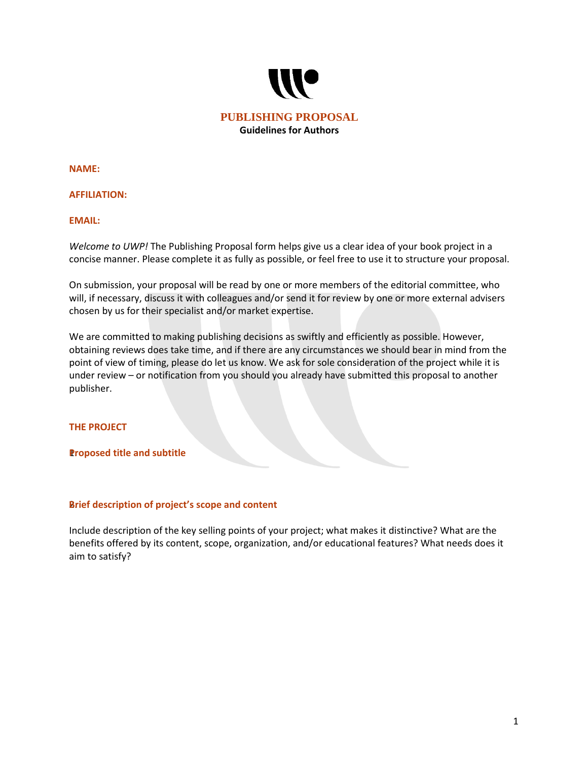# PUBLISHING PROPOSAL

**Guidelines for Authors**

**NAME:**

**AFFILIATION:**

**EMAIL:**

*Welcome to UWP!* The Publishing Proposal form helps give us a clear idea of your book project in a concise manner. Please complete it as fully as possible, or feel free to use it to structure your proposal.

On submission, your proposal will be read by one or more members of the editorial committee, who will, if necessary, discuss it with colleagues and/or send it for review by one or more external advisers chosen by us for their specialist and/or market expertise.

We are committed to making publishing decisions as swiftly and efficiently as possible. However, obtaining reviews does take time, and if there are any circumstances we should bear in mind from the point of view of timing, please do let us know. We ask for sole consideration of the project while it is under review – or notification from you should you already have submitted this proposal to another publisher.

## THE PROJECT

### 1. Proposed title and subtitle

### 2. Brief description of project's scope and content

Include description of the key selling points of your project; what makes it distinctive? What are the benefits offered by its content, scope, organization, and/or educational features? What needs does it aim to satisfy?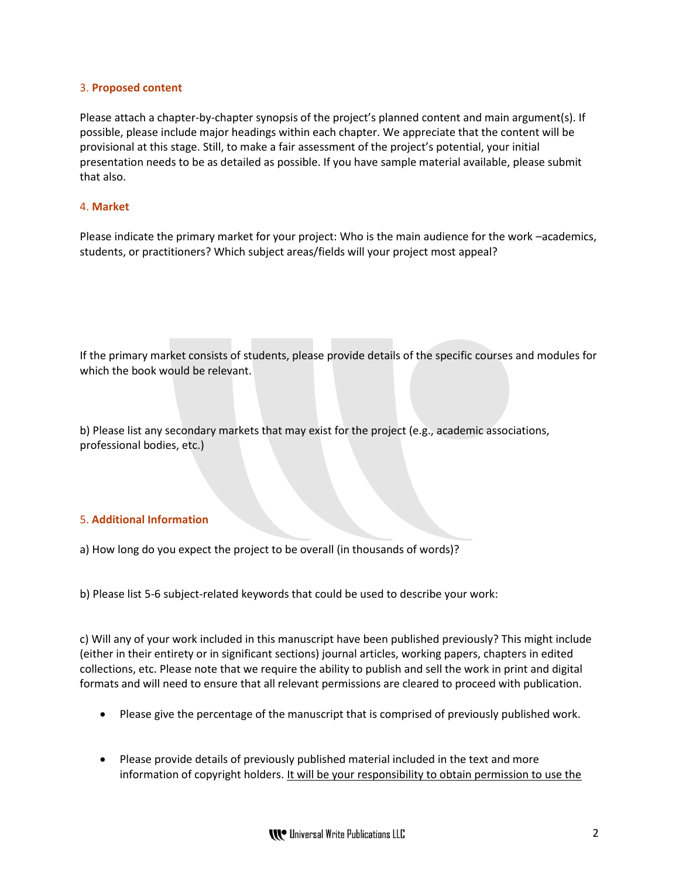### 3. Proposed content

Please attach a chapter-by-chapter synopsis of the project's planned content and main argument(s). If possible, please include major headings within each chapter. We appreciate that the content will be provisional at this stage. Still, to make a fair assessment of the project's potential, your initial presentation needs to be as detailed as possible. If you have sample material available, please submit that also.

### 4. Market

Please indicate the primary market for your project: Who is the main audience for the work –academics, students, or practitioners? Which subject areas/fields will your project most appeal?

If the primary market consists of students, please provide details of the specific courses and modules for which the book would be relevant.

b) Please list any secondary markets that may exist for the project (e.g., academic associations, professional bodies, etc.)

### 5. Additional Information

a) How long do you expect the project to be overall (in thousands of words)?

b) Please list 5-6 subject-related keywords that could be used to describe your work:

c) Will any of your work included in this manuscript have been published previously? This might include (either in their entirety or in significant sections) journal articles, working papers, chapters in edited collections, etc. Please note that we require the ability to publish and sell the work in print and digital formats and will need to ensure that all relevant permissions are cleared to proceed with publication.

- Please give the percentage of the manuscript that is comprised of previously published work.

- Please provide details of previously published material included in the text and more information of copyright holders. <u>It will be your responsibility to obtain permission to use the</u>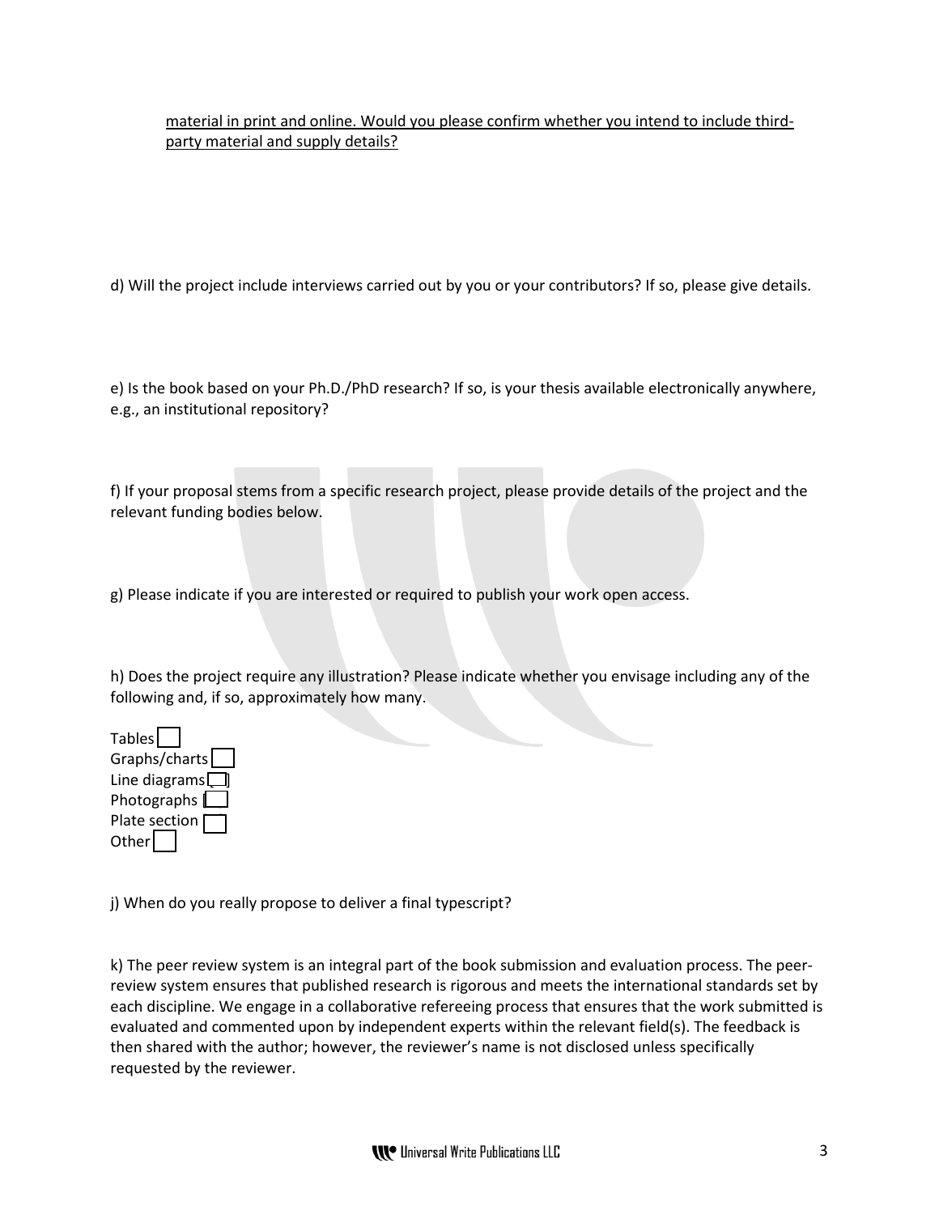<u>material in print and online. Would you please confirm whether you intend to include third-party material and supply details?</u>

d) Will the project include interviews carried out by you or your contributors? If so, please give details.

e) Is the book based on your Ph.D./PhD research? If so, is your thesis available electronically anywhere, e.g., an institutional repository?

f) If your proposal stems from a specific research project, please provide details of the project and the relevant funding bodies below.

g) Please indicate if you are interested or required to publish your work open access.

h) Does the project require any illustration? Please indicate whether you envisage including any of the following and, if so, approximately how many.

Tables ☐
Graphs/charts ☐
Line diagrams ☐
Photographs ☐
Plate section ☐
Other ☐

j) When do you really propose to deliver a final typescript?

k) The peer review system is an integral part of the book submission and evaluation process. The peer-review system ensures that published research is rigorous and meets the international standards set by each discipline. We engage in a collaborative refereeing process that ensures that the work submitted is evaluated and commented upon by independent experts within the relevant field(s). The feedback is then shared with the author; however, the reviewer's name is not disclosed unless specifically requested by the reviewer.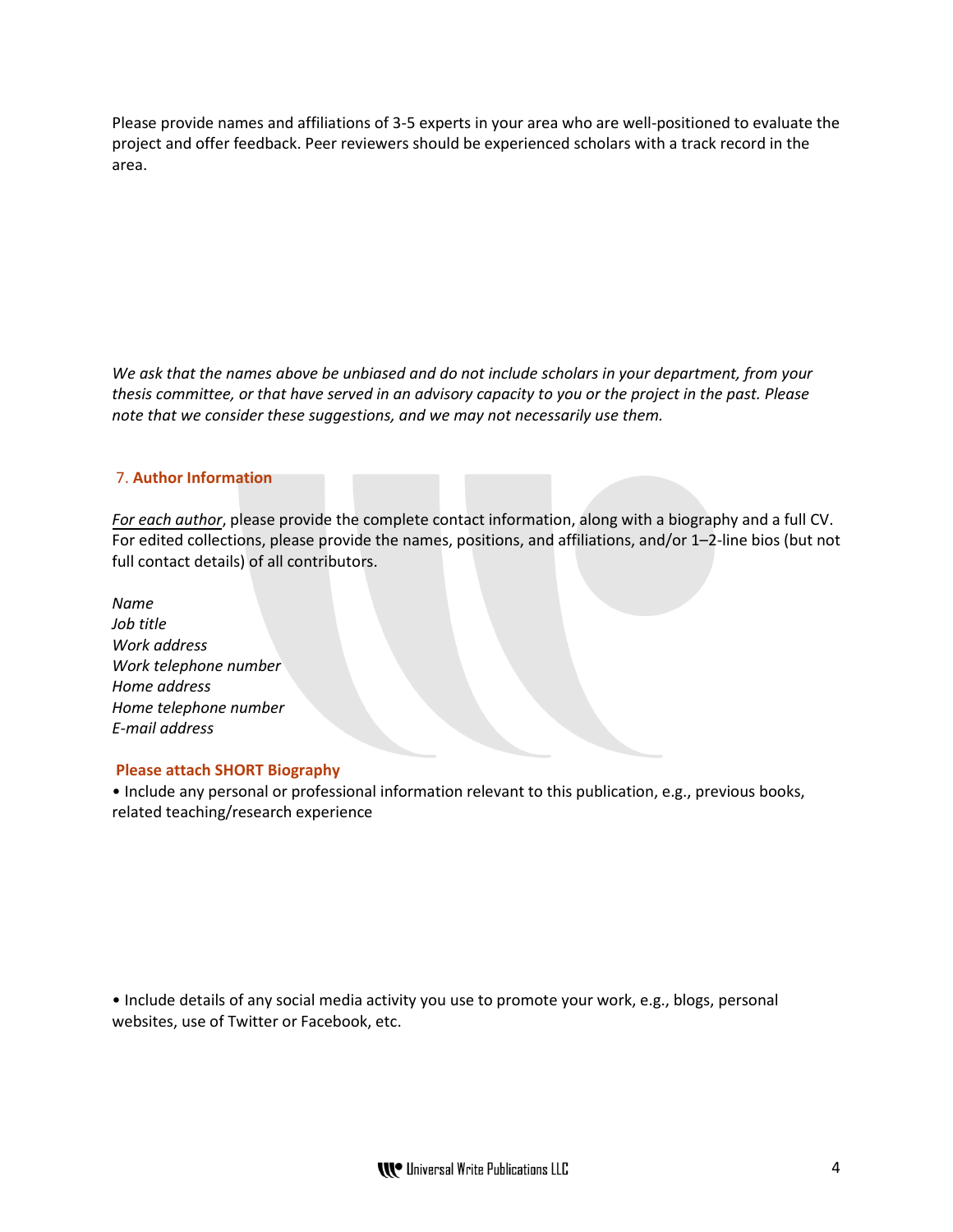Please provide names and affiliations of 3-5 experts in your area who are well-positioned to evaluate the project and offer feedback. Peer reviewers should be experienced scholars with a track record in the area.

*We ask that the names above be unbiased and do not include scholars in your department, from your thesis committee, or that have served in an advisory capacity to you or the project in the past. Please note that we consider these suggestions, and we may not necessarily use them.*

## 7. Author Information

*For each author*, please provide the complete contact information, along with a biography and a full CV. For edited collections, please provide the names, positions, and affiliations, and/or 1–2-line bios (but not full contact details) of all contributors.

*Name*
*Job title*
*Work address*
*Work telephone number*
*Home address*
*Home telephone number*
*E-mail address*

**Please attach SHORT Biography**

- Include any personal or professional information relevant to this publication, e.g., previous books, related teaching/research experience

- Include details of any social media activity you use to promote your work, e.g., blogs, personal websites, use of Twitter or Facebook, etc.